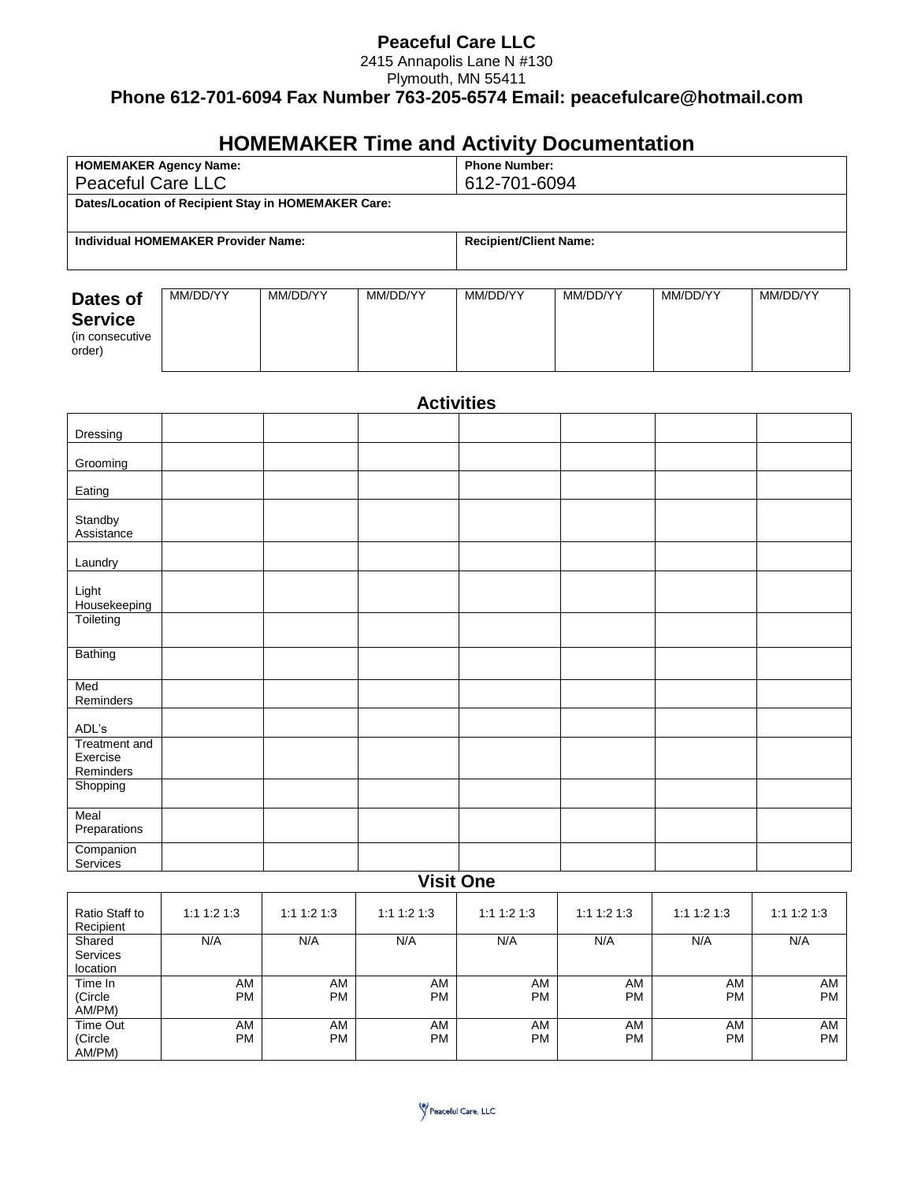# Peaceful Care LLC

2415 Annapolis Lane N #130
Plymouth, MN 55411

**Phone 612-701-6094 Fax Number 763-205-6574 Email: peacefulcare@hotmail.com**

## HOMEMAKER Time and Activity Documentation

| | |
|---|---|
| **HOMEMAKER Agency Name:** Peaceful Care LLC | **Phone Number:** 612-701-6094 |
| **Dates/Location of Recipient Stay in HOMEMAKER Care:** | |
| **Individual HOMEMAKER Provider Name:** | **Recipient/Client Name:** |

| **Dates of Service** (in consecutive order) | MM/DD/YY | MM/DD/YY | MM/DD/YY | MM/DD/YY | MM/DD/YY | MM/DD/YY | MM/DD/YY |
|---|---|---|---|---|---|---|---|

### Activities

| | | | | | | | |
|---|---|---|---|---|---|---|---|
| Dressing | | | | | | | |
| Grooming | | | | | | | |
| Eating | | | | | | | |
| Standby Assistance | | | | | | | |
| Laundry | | | | | | | |
| Light Housekeeping | | | | | | | |
| Toileting | | | | | | | |
| Bathing | | | | | | | |
| Med Reminders | | | | | | | |
| ADL's | | | | | | | |
| Treatment and Exercise Reminders | | | | | | | |
| Shopping | | | | | | | |
| Meal Preparations | | | | | | | |
| Companion Services | | | | | | | |

### Visit One

| | | | | | | | |
|---|---|---|---|---|---|---|---|
| Ratio Staff to Recipient | 1:1 1:2 1:3 | 1:1 1:2 1:3 | 1:1 1:2 1:3 | 1:1 1:2 1:3 | 1:1 1:2 1:3 | 1:1 1:2 1:3 | 1:1 1:2 1:3 |
| Shared Services location | N/A | N/A | N/A | N/A | N/A | N/A | N/A |
| Time In (Circle AM/PM) | AM PM | AM PM | AM PM | AM PM | AM PM | AM PM | AM PM |
| Time Out (Circle AM/PM) | AM PM | AM PM | AM PM | AM PM | AM PM | AM PM | AM PM |

Peaceful Care, LLC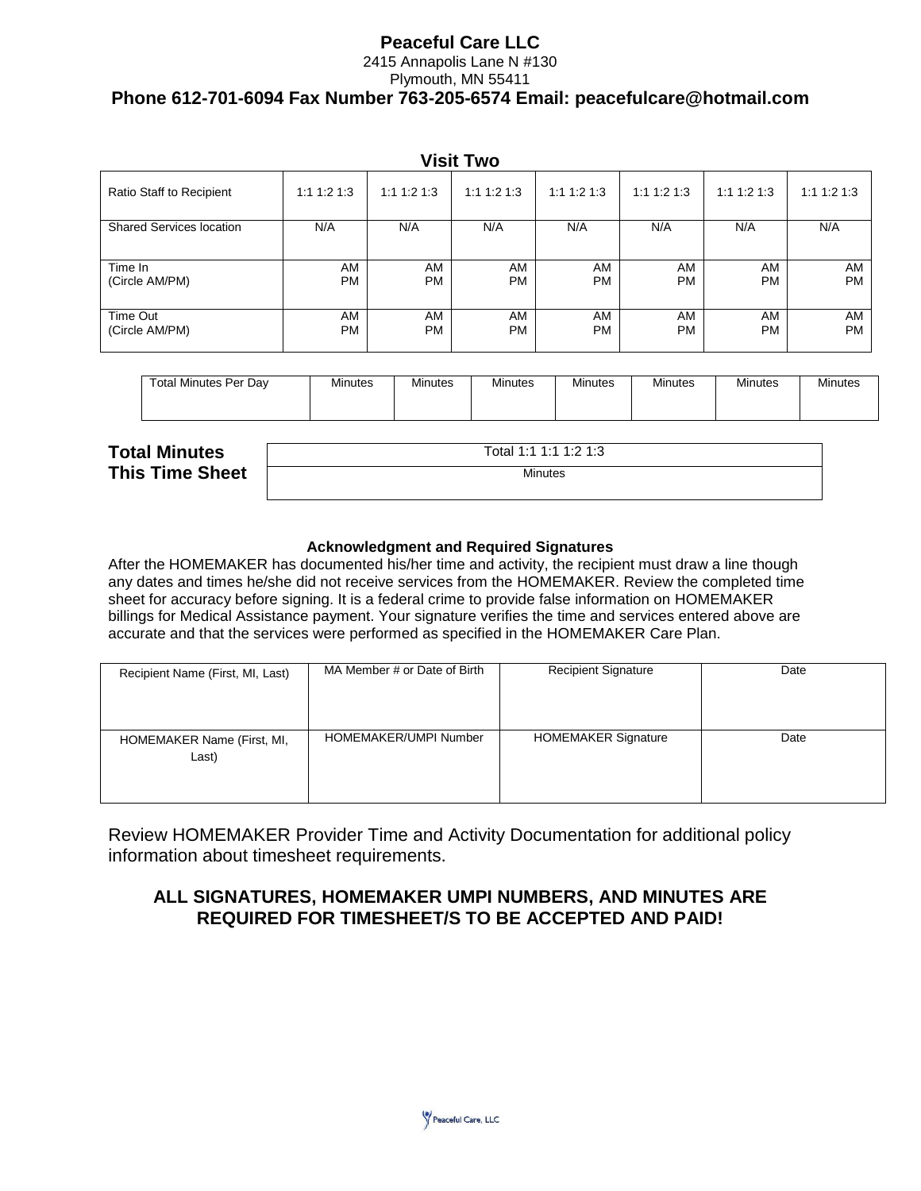**Peaceful Care LLC**
2415 Annapolis Lane N #130
Plymouth, MN 55411
**Phone 612-701-6094 Fax Number 763-205-6574 Email: peacefulcare@hotmail.com**

## Visit Two

| | | | | | | | |
|---|---|---|---|---|---|---|---|
| Ratio Staff to Recipient | 1:1 1:2 1:3 | 1:1 1:2 1:3 | 1:1 1:2 1:3 | 1:1 1:2 1:3 | 1:1 1:2 1:3 | 1:1 1:2 1:3 | 1:1 1:2 1:3 |
| Shared Services location | N/A | N/A | N/A | N/A | N/A | N/A | N/A |
| Time In (Circle AM/PM) | AM PM | AM PM | AM PM | AM PM | AM PM | AM PM | AM PM |
| Time Out (Circle AM/PM) | AM PM | AM PM | AM PM | AM PM | AM PM | AM PM | AM PM |

| | | | | | | | |
|---|---|---|---|---|---|---|---|
| Total Minutes Per Day | Minutes | Minutes | Minutes | Minutes | Minutes | Minutes | Minutes |

**Total Minutes This Time Sheet**

| |
|---|
| Total 1:1 1:1 1:2 1:3 |
| Minutes |

**Acknowledgment and Required Signatures**

After the HOMEMAKER has documented his/her time and activity, the recipient must draw a line though any dates and times he/she did not receive services from the HOMEMAKER. Review the completed time sheet for accuracy before signing. It is a federal crime to provide false information on HOMEMAKER billings for Medical Assistance payment. Your signature verifies the time and services entered above are accurate and that the services were performed as specified in the HOMEMAKER Care Plan.

| | | | |
|---|---|---|---|
| Recipient Name (First, MI, Last) | MA Member # or Date of Birth | Recipient Signature | Date |
| HOMEMAKER Name (First, MI, Last) | HOMEMAKER/UMPI Number | HOMEMAKER Signature | Date |

Review HOMEMAKER Provider Time and Activity Documentation for additional policy information about timesheet requirements.

**ALL SIGNATURES, HOMEMAKER UMPI NUMBERS, AND MINUTES ARE REQUIRED FOR TIMESHEET/S TO BE ACCEPTED AND PAID!**